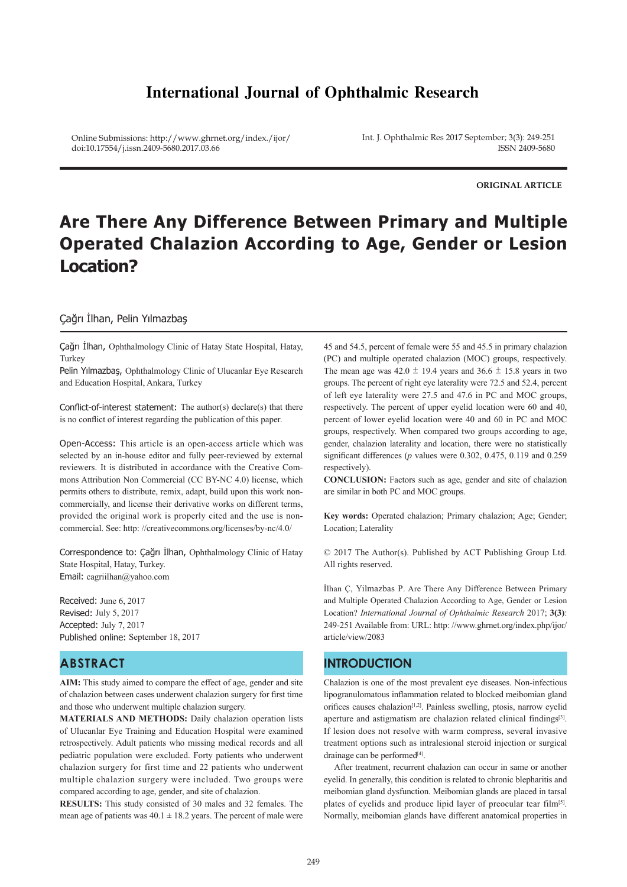# International Journal of Ophthalmic Research

Online Submissions: http://www.ghrnet.org/index./ijor/
doi:10.17554/j.issn.2409-5680.2017.03.66

Int. J. Ophthalmic Res 2017 September; 3(3): 249-251
ISSN 2409-5680

**ORIGINAL ARTICLE**

# Are There Any Difference Between Primary and Multiple Operated Chalazion According to Age, Gender or Lesion Location?

Çağrı İlhan, Pelin Yılmazbaş

Çağrı İlhan, Ophthalmology Clinic of Hatay State Hospital, Hatay, Turkey
Pelin Yılmazbaş, Ophthalmology Clinic of Ulucanlar Eye Research and Education Hospital, Ankara, Turkey

Conflict-of-interest statement: The author(s) declare(s) that there is no conflict of interest regarding the publication of this paper.

Open-Access: This article is an open-access article which was selected by an in-house editor and fully peer-reviewed by external reviewers. It is distributed in accordance with the Creative Commons Attribution Non Commercial (CC BY-NC 4.0) license, which permits others to distribute, remix, adapt, build upon this work non-commercially, and license their derivative works on different terms, provided the original work is properly cited and the use is non-commercial. See: http: //creativecommons.org/licenses/by-nc/4.0/

Correspondence to: Çağrı İlhan, Ophthalmology Clinic of Hatay State Hospital, Hatay, Turkey.
Email: cagriilhan@yahoo.com

Received: June 6, 2017
Revised: July 5, 2017
Accepted: July 7, 2017
Published online: September 18, 2017

## ABSTRACT

**AIM:** This study aimed to compare the effect of age, gender and site of chalazion between cases underwent chalazion surgery for first time and those who underwent multiple chalazion surgery.

**MATERIALS AND METHODS:** Daily chalazion operation lists of Ulucanlar Eye Training and Education Hospital were examined retrospectively. Adult patients who missing medical records and all pediatric population were excluded. Forty patients who underwent chalazion surgery for first time and 22 patients who underwent multiple chalazion surgery were included. Two groups were compared according to age, gender, and site of chalazion.

**RESULTS:** This study consisted of 30 males and 32 females. The mean age of patients was 40.1 ± 18.2 years. The percent of male were 45 and 54.5, percent of female were 55 and 45.5 in primary chalazion (PC) and multiple operated chalazion (MOC) groups, respectively. The mean age was 42.0 ± 19.4 years and 36.6 ± 15.8 years in two groups. The percent of right eye laterality were 72.5 and 52.4, percent of left eye laterality were 27.5 and 47.6 in PC and MOC groups, respectively. The percent of upper eyelid location were 60 and 40, percent of lower eyelid location were 40 and 60 in PC and MOC groups, respectively. When compared two groups according to age, gender, chalazion laterality and location, there were no statistically significant differences (*p* values were 0.302, 0.475, 0.119 and 0.259 respectively).

**CONCLUSION:** Factors such as age, gender and site of chalazion are similar in both PC and MOC groups.

**Key words:** Operated chalazion; Primary chalazion; Age; Gender; Location; Laterality

© 2017 The Author(s). Published by ACT Publishing Group Ltd. All rights reserved.

İlhan Ç, Yilmazbas P. Are There Any Difference Between Primary and Multiple Operated Chalazion According to Age, Gender or Lesion Location? *International Journal of Ophthalmic Research* 2017; **3(3)**: 249-251 Available from: URL: http: //www.ghrnet.org/index.php/ijor/article/view/2083

## INTRODUCTION

Chalazion is one of the most prevalent eye diseases. Non-infectious lipogranulomatous inflammation related to blocked meibomian gland orifices causes chalazion[1,2]. Painless swelling, ptosis, narrow eyelid aperture and astigmatism are chalazion related clinical findings[3]. If lesion does not resolve with warm compress, several invasive treatment options such as intralesional steroid injection or surgical drainage can be performed[4].

After treatment, recurrent chalazion can occur in same or another eyelid. In generally, this condition is related to chronic blepharitis and meibomian gland dysfunction. Meibomian glands are placed in tarsal plates of eyelids and produce lipid layer of preocular tear film[5]. Normally, meibomian glands have different anatomical properties in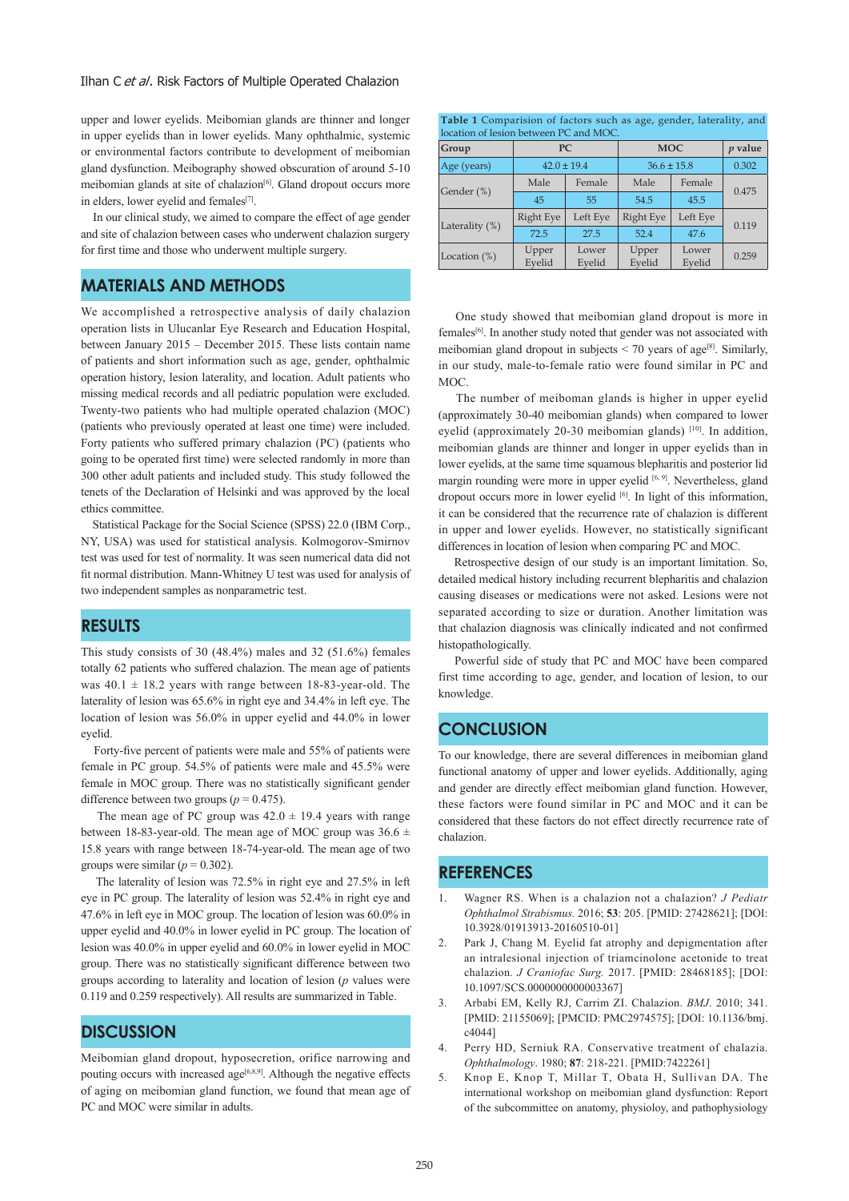upper and lower eyelids. Meibomian glands are thinner and longer in upper eyelids than in lower eyelids. Many ophthalmic, systemic or environmental factors contribute to development of meibomian gland dysfunction. Meibography showed obscuration of around 5-10 meibomian glands at site of chalazion[6]. Gland dropout occurs more in elders, lower eyelid and females[7].

In our clinical study, we aimed to compare the effect of age gender and site of chalazion between cases who underwent chalazion surgery for first time and those who underwent multiple surgery.

## MATERIALS AND METHODS

We accomplished a retrospective analysis of daily chalazion operation lists in Ulucanlar Eye Research and Education Hospital, between January 2015 – December 2015. These lists contain name of patients and short information such as age, gender, ophthalmic operation history, lesion laterality, and location. Adult patients who missing medical records and all pediatric population were excluded. Twenty-two patients who had multiple operated chalazion (MOC) (patients who previously operated at least one time) were included. Forty patients who suffered primary chalazion (PC) (patients who going to be operated first time) were selected randomly in more than 300 other adult patients and included study. This study followed the tenets of the Declaration of Helsinki and was approved by the local ethics committee.

Statistical Package for the Social Science (SPSS) 22.0 (IBM Corp., NY, USA) was used for statistical analysis. Kolmogorov-Smirnov test was used for test of normality. It was seen numerical data did not fit normal distribution. Mann-Whitney U test was used for analysis of two independent samples as nonparametric test.

## RESULTS

This study consists of 30 (48.4%) males and 32 (51.6%) females totally 62 patients who suffered chalazion. The mean age of patients was 40.1 ± 18.2 years with range between 18-83-year-old. The laterality of lesion was 65.6% in right eye and 34.4% in left eye. The location of lesion was 56.0% in upper eyelid and 44.0% in lower eyelid.

Forty-five percent of patients were male and 55% of patients were female in PC group. 54.5% of patients were male and 45.5% were female in MOC group. There was no statistically significant gender difference between two groups ($p = 0.475$).

The mean age of PC group was 42.0 ± 19.4 years with range between 18-83-year-old. The mean age of MOC group was 36.6 ± 15.8 years with range between 18-74-year-old. The mean age of two groups were similar ($p = 0.302$).

The laterality of lesion was 72.5% in right eye and 27.5% in left eye in PC group. The laterality of lesion was 52.4% in right eye and 47.6% in left eye in MOC group. The location of lesion was 60.0% in upper eyelid and 40.0% in lower eyelid in PC group. The location of lesion was 40.0% in upper eyelid and 60.0% in lower eyelid in MOC group. There was no statistically significant difference between two groups according to laterality and location of lesion ($p$ values were 0.119 and 0.259 respectively). All results are summarized in Table.

**Table 1** Comparision of factors such as age, gender, laterality, and location of lesion between PC and MOC.

| Group | PC | | MOC | | *p* value |
|---|---|---|---|---|---|
| Age (years) | 42.0 ± 19.4 | | 36.6 ± 15.8 | | 0.302 |
| Gender (%) | Male | Female | Male | Female | 0.475 |
| | 45 | 55 | 54.5 | 45.5 | |
| Laterality (%) | Right Eye | Left Eye | Right Eye | Left Eye | 0.119 |
| | 72.5 | 27.5 | 52.4 | 47.6 | |
| Location (%) | Upper Eyelid | Lower Eyelid | Upper Eyelid | Lower Eyelid | 0.259 |

## DISCUSSION

Meibomian gland dropout, hyposecretion, orifice narrowing and pouting occurs with increased age[6,8,9]. Although the negative effects of aging on meibomian gland function, we found that mean age of PC and MOC were similar in adults.

One study showed that meibomian gland dropout is more in females[6]. In another study noted that gender was not associated with meibomian gland dropout in subjects < 70 years of age[8]. Similarly, in our study, male-to-female ratio were found similar in PC and MOC.

The number of meiboman glands is higher in upper eyelid (approximately 30-40 meibomian glands) when compared to lower eyelid (approximately 20-30 meibomian glands) [10]. In addition, meibomian glands are thinner and longer in upper eyelids than in lower eyelids, at the same time squamous blepharitis and posterior lid margin rounding were more in upper eyelid [6, 9]. Nevertheless, gland dropout occurs more in lower eyelid [6]. In light of this information, it can be considered that the recurrence rate of chalazion is different in upper and lower eyelids. However, no statistically significant differences in location of lesion when comparing PC and MOC.

Retrospective design of our study is an important limitation. So, detailed medical history including recurrent blepharitis and chalazion causing diseases or medications were not asked. Lesions were not separated according to size or duration. Another limitation was that chalazion diagnosis was clinically indicated and not confirmed histopathologically.

Powerful side of study that PC and MOC have been compared first time according to age, gender, and location of lesion, to our knowledge.

## CONCLUSION

To our knowledge, there are several differences in meibomian gland functional anatomy of upper and lower eyelids. Additionally, aging and gender are directly effect meibomian gland function. However, these factors were found similar in PC and MOC and it can be considered that these factors do not effect directly recurrence rate of chalazion.

## REFERENCES

1. Wagner RS. When is a chalazion not a chalazion? *J Pediatr Ophthalmol Strabismus*. 2016; **53**: 205. [PMID: 27428621]; [DOI: 10.3928/01913913-20160510-01]
2. Park J, Chang M. Eyelid fat atrophy and depigmentation after an intralesional injection of triamcinolone acetonide to treat chalazion. *J Craniofac Surg*. 2017. [PMID: 28468185]; [DOI: 10.1097/SCS.0000000000003367]
3. Arbabi EM, Kelly RJ, Carrim ZI. Chalazion. *BMJ*. 2010; 341. [PMID: 21155069]; [PMCID: PMC2974575]; [DOI: 10.1136/bmj.c4044]
4. Perry HD, Serniuk RA. Conservative treatment of chalazia. *Ophthalmology*. 1980; **87**: 218-221. [PMID:7422261]
5. Knop E, Knop T, Millar T, Obata H, Sullivan DA. The international workshop on meibomian gland dysfunction: Report of the subcommittee on anatomy, physioloy, and pathophysiology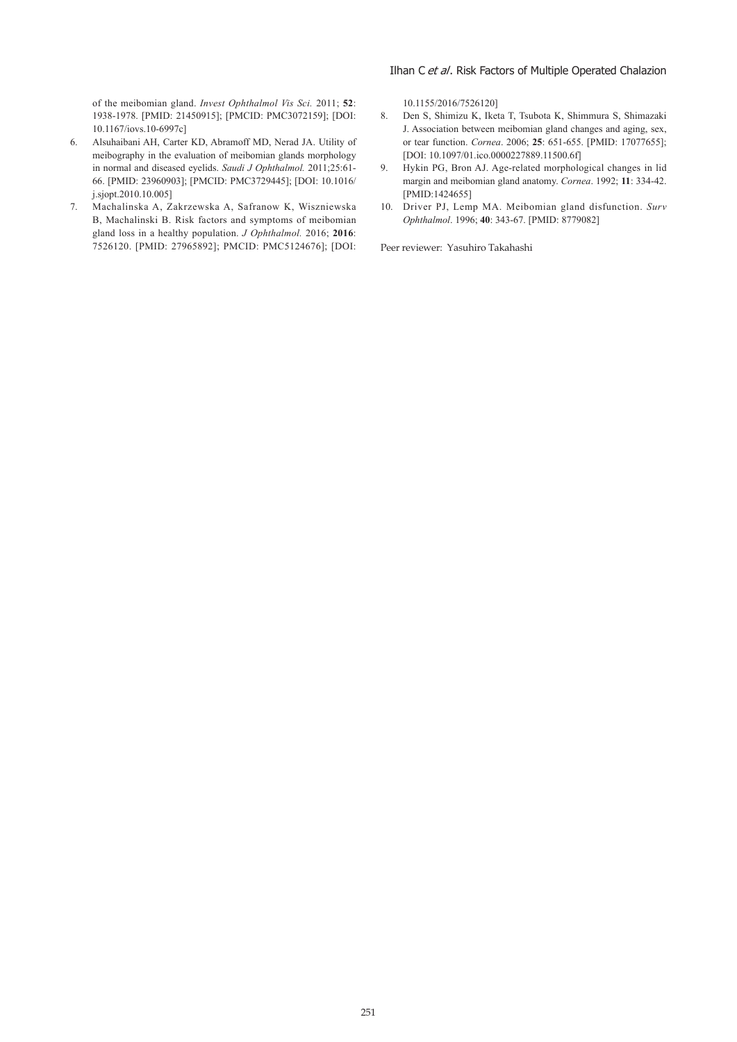of the meibomian gland. *Invest Ophthalmol Vis Sci.* 2011; **52**: 1938-1978. [PMID: 21450915]; [PMCID: PMC3072159]; [DOI: 10.1167/iovs.10-6997c]

6. Alsuhaibani AH, Carter KD, Abramoff MD, Nerad JA. Utility of meibography in the evaluation of meibomian glands morphology in normal and diseased eyelids. *Saudi J Ophthalmol.* 2011;25:61-66. [PMID: 23960903]; [PMCID: PMC3729445]; [DOI: 10.1016/j.sjopt.2010.10.005]
7. Machalinska A, Zakrzewska A, Safranow K, Wiszniewska B, Machalinski B. Risk factors and symptoms of meibomian gland loss in a healthy population. *J Ophthalmol.* 2016; **2016**: 7526120. [PMID: 27965892]; PMCID: PMC5124676]; [DOI: 10.1155/2016/7526120]
8. Den S, Shimizu K, Iketa T, Tsubota K, Shimmura S, Shimazaki J. Association between meibomian gland changes and aging, sex, or tear function. *Cornea*. 2006; **25**: 651-655. [PMID: 17077655]; [DOI: 10.1097/01.ico.0000227889.11500.6f]
9. Hykin PG, Bron AJ. Age-related morphological changes in lid margin and meibomian gland anatomy. *Cornea*. 1992; **11**: 334-42. [PMID:1424655]
10. Driver PJ, Lemp MA. Meibomian gland disfunction. *Surv Ophthalmol*. 1996; **40**: 343-67. [PMID: 8779082]

Peer reviewer: Yasuhiro Takahashi